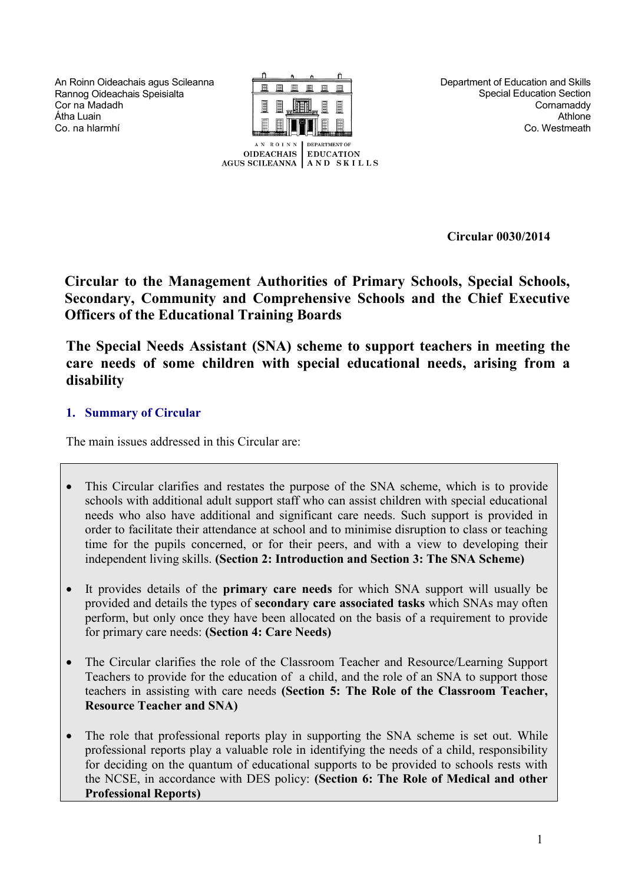An Roinn Oideachais agus Scileanna
Rannog Oideachais Speisialta
Cor na Madadh
Átha Luain
Co. na hIarmhí

AN ROINN OIDEACHAIS AGUS SCILEANNA | DEPARTMENT OF EDUCATION AND SKILLS

Department of Education and Skills
Special Education Section
Cornamaddy
Athlone
Co. Westmeath

**Circular 0030/2014**

# Circular to the Management Authorities of Primary Schools, Special Schools, Secondary, Community and Comprehensive Schools and the Chief Executive Officers of the Educational Training Boards

# The Special Needs Assistant (SNA) scheme to support teachers in meeting the care needs of some children with special educational needs, arising from a disability

## 1. Summary of Circular

The main issues addressed in this Circular are:

- This Circular clarifies and restates the purpose of the SNA scheme, which is to provide schools with additional adult support staff who can assist children with special educational needs who also have additional and significant care needs. Such support is provided in order to facilitate their attendance at school and to minimise disruption to class or teaching time for the pupils concerned, or for their peers, and with a view to developing their independent living skills. **(Section 2: Introduction and Section 3: The SNA Scheme)**

- It provides details of the **primary care needs** for which SNA support will usually be provided and details the types of **secondary care associated tasks** which SNAs may often perform, but only once they have been allocated on the basis of a requirement to provide for primary care needs: **(Section 4: Care Needs)**

- The Circular clarifies the role of the Classroom Teacher and Resource/Learning Support Teachers to provide for the education of a child, and the role of an SNA to support those teachers in assisting with care needs **(Section 5: The Role of the Classroom Teacher, Resource Teacher and SNA)**

- The role that professional reports play in supporting the SNA scheme is set out. While professional reports play a valuable role in identifying the needs of a child, responsibility for deciding on the quantum of educational supports to be provided to schools rests with the NCSE, in accordance with DES policy: **(Section 6: The Role of Medical and other Professional Reports)**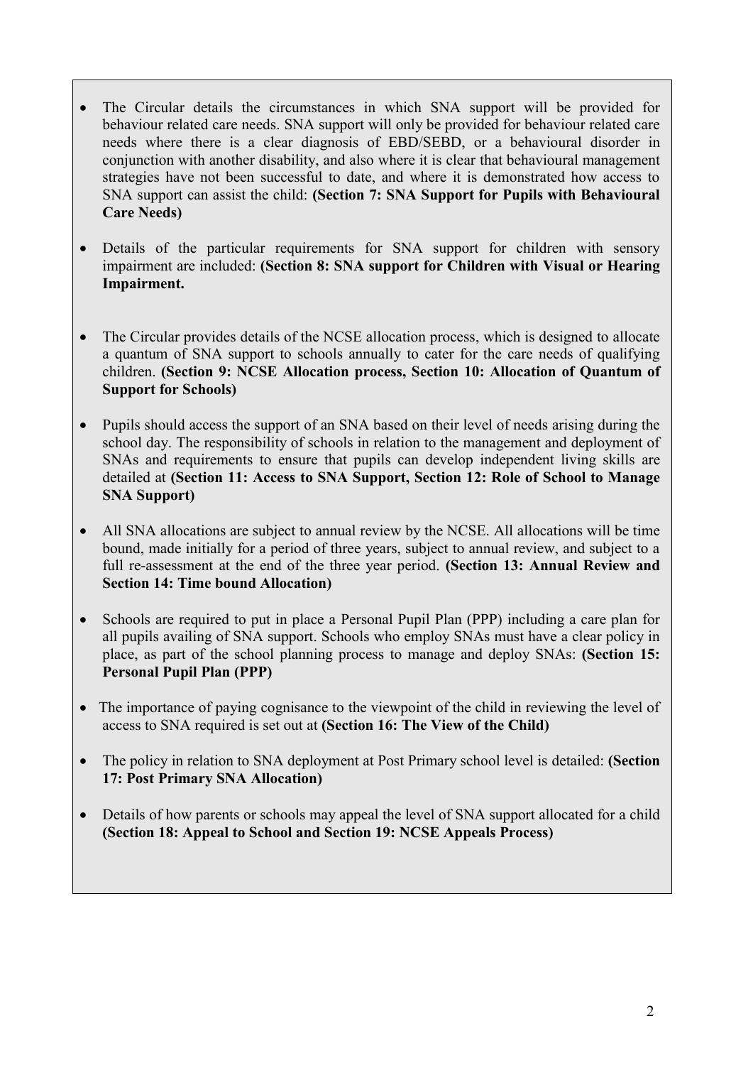- The Circular details the circumstances in which SNA support will be provided for behaviour related care needs. SNA support will only be provided for behaviour related care needs where there is a clear diagnosis of EBD/SEBD, or a behavioural disorder in conjunction with another disability, and also where it is clear that behavioural management strategies have not been successful to date, and where it is demonstrated how access to SNA support can assist the child: **(Section 7: SNA Support for Pupils with Behavioural Care Needs)**

- Details of the particular requirements for SNA support for children with sensory impairment are included: **(Section 8: SNA support for Children with Visual or Hearing Impairment.**

- The Circular provides details of the NCSE allocation process, which is designed to allocate a quantum of SNA support to schools annually to cater for the care needs of qualifying children. **(Section 9: NCSE Allocation process, Section 10: Allocation of Quantum of Support for Schools)**

- Pupils should access the support of an SNA based on their level of needs arising during the school day. The responsibility of schools in relation to the management and deployment of SNAs and requirements to ensure that pupils can develop independent living skills are detailed at **(Section 11: Access to SNA Support, Section 12: Role of School to Manage SNA Support)**

- All SNA allocations are subject to annual review by the NCSE. All allocations will be time bound, made initially for a period of three years, subject to annual review, and subject to a full re-assessment at the end of the three year period. **(Section 13: Annual Review and Section 14: Time bound Allocation)**

- Schools are required to put in place a Personal Pupil Plan (PPP) including a care plan for all pupils availing of SNA support. Schools who employ SNAs must have a clear policy in place, as part of the school planning process to manage and deploy SNAs: **(Section 15: Personal Pupil Plan (PPP)**

- The importance of paying cognisance to the viewpoint of the child in reviewing the level of access to SNA required is set out at **(Section 16: The View of the Child)**

- The policy in relation to SNA deployment at Post Primary school level is detailed: **(Section 17: Post Primary SNA Allocation)**

- Details of how parents or schools may appeal the level of SNA support allocated for a child **(Section 18: Appeal to School and Section 19: NCSE Appeals Process)**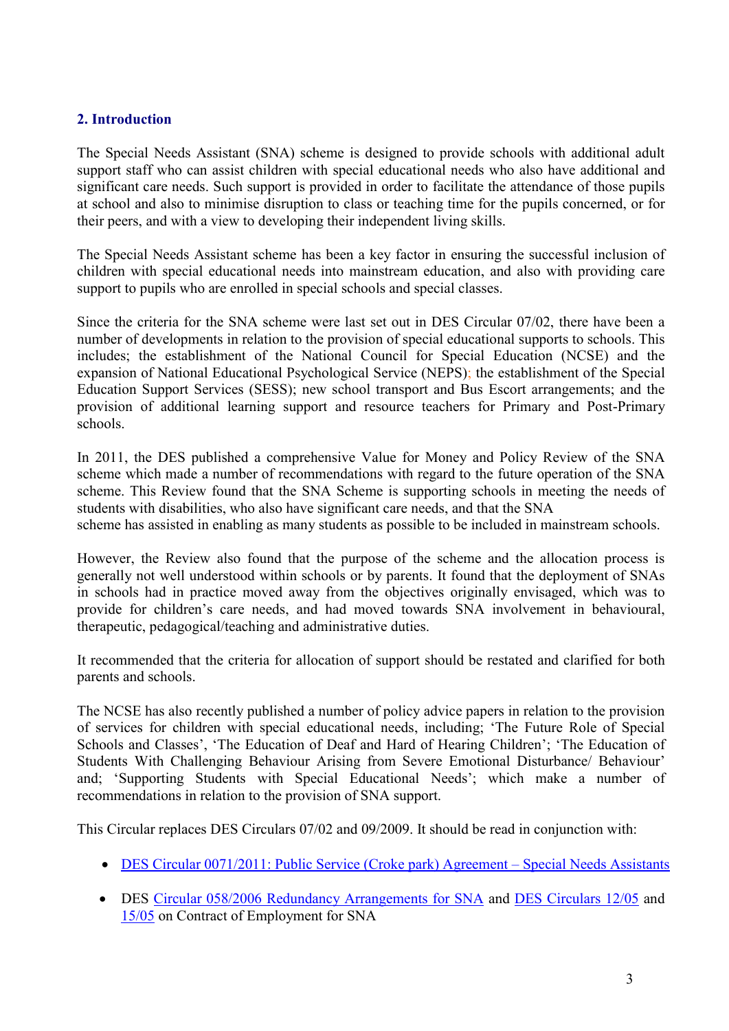## 2. Introduction

The Special Needs Assistant (SNA) scheme is designed to provide schools with additional adult support staff who can assist children with special educational needs who also have additional and significant care needs. Such support is provided in order to facilitate the attendance of those pupils at school and also to minimise disruption to class or teaching time for the pupils concerned, or for their peers, and with a view to developing their independent living skills.

The Special Needs Assistant scheme has been a key factor in ensuring the successful inclusion of children with special educational needs into mainstream education, and also with providing care support to pupils who are enrolled in special schools and special classes.

Since the criteria for the SNA scheme were last set out in DES Circular 07/02, there have been a number of developments in relation to the provision of special educational supports to schools. This includes; the establishment of the National Council for Special Education (NCSE) and the expansion of National Educational Psychological Service (NEPS); the establishment of the Special Education Support Services (SESS); new school transport and Bus Escort arrangements; and the provision of additional learning support and resource teachers for Primary and Post-Primary schools.

In 2011, the DES published a comprehensive Value for Money and Policy Review of the SNA scheme which made a number of recommendations with regard to the future operation of the SNA scheme. This Review found that the SNA Scheme is supporting schools in meeting the needs of students with disabilities, who also have significant care needs, and that the SNA scheme has assisted in enabling as many students as possible to be included in mainstream schools.

However, the Review also found that the purpose of the scheme and the allocation process is generally not well understood within schools or by parents. It found that the deployment of SNAs in schools had in practice moved away from the objectives originally envisaged, which was to provide for children's care needs, and had moved towards SNA involvement in behavioural, therapeutic, pedagogical/teaching and administrative duties.

It recommended that the criteria for allocation of support should be restated and clarified for both parents and schools.

The NCSE has also recently published a number of policy advice papers in relation to the provision of services for children with special educational needs, including; 'The Future Role of Special Schools and Classes', 'The Education of Deaf and Hard of Hearing Children'; 'The Education of Students With Challenging Behaviour Arising from Severe Emotional Disturbance/ Behaviour' and; 'Supporting Students with Special Educational Needs'; which make a number of recommendations in relation to the provision of SNA support.

This Circular replaces DES Circulars 07/02 and 09/2009. It should be read in conjunction with:

- DES Circular 0071/2011: Public Service (Croke park) Agreement – Special Needs Assistants
- DES Circular 058/2006 Redundancy Arrangements for SNA and DES Circulars 12/05 and 15/05 on Contract of Employment for SNA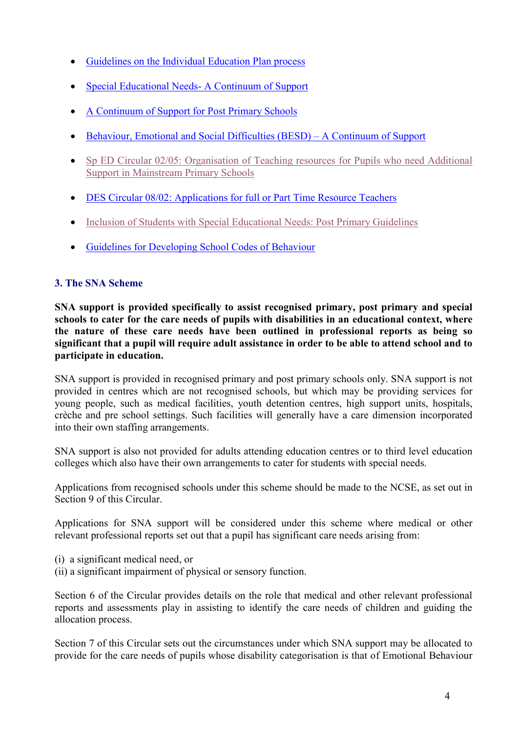- Guidelines on the Individual Education Plan process
- Special Educational Needs- A Continuum of Support
- A Continuum of Support for Post Primary Schools
- Behaviour, Emotional and Social Difficulties (BESD) – A Continuum of Support
- Sp ED Circular 02/05: Organisation of Teaching resources for Pupils who need Additional Support in Mainstream Primary Schools
- DES Circular 08/02: Applications for full or Part Time Resource Teachers
- Inclusion of Students with Special Educational Needs: Post Primary Guidelines
- Guidelines for Developing School Codes of Behaviour

### 3. The SNA Scheme

**SNA support is provided specifically to assist recognised primary, post primary and special schools to cater for the care needs of pupils with disabilities in an educational context, where the nature of these care needs have been outlined in professional reports as being so significant that a pupil will require adult assistance in order to be able to attend school and to participate in education.**

SNA support is provided in recognised primary and post primary schools only. SNA support is not provided in centres which are not recognised schools, but which may be providing services for young people, such as medical facilities, youth detention centres, high support units, hospitals, crèche and pre school settings. Such facilities will generally have a care dimension incorporated into their own staffing arrangements.

SNA support is also not provided for adults attending education centres or to third level education colleges which also have their own arrangements to cater for students with special needs.

Applications from recognised schools under this scheme should be made to the NCSE, as set out in Section 9 of this Circular.

Applications for SNA support will be considered under this scheme where medical or other relevant professional reports set out that a pupil has significant care needs arising from:

(i) a significant medical need, or
(ii) a significant impairment of physical or sensory function.

Section 6 of the Circular provides details on the role that medical and other relevant professional reports and assessments play in assisting to identify the care needs of children and guiding the allocation process.

Section 7 of this Circular sets out the circumstances under which SNA support may be allocated to provide for the care needs of pupils whose disability categorisation is that of Emotional Behaviour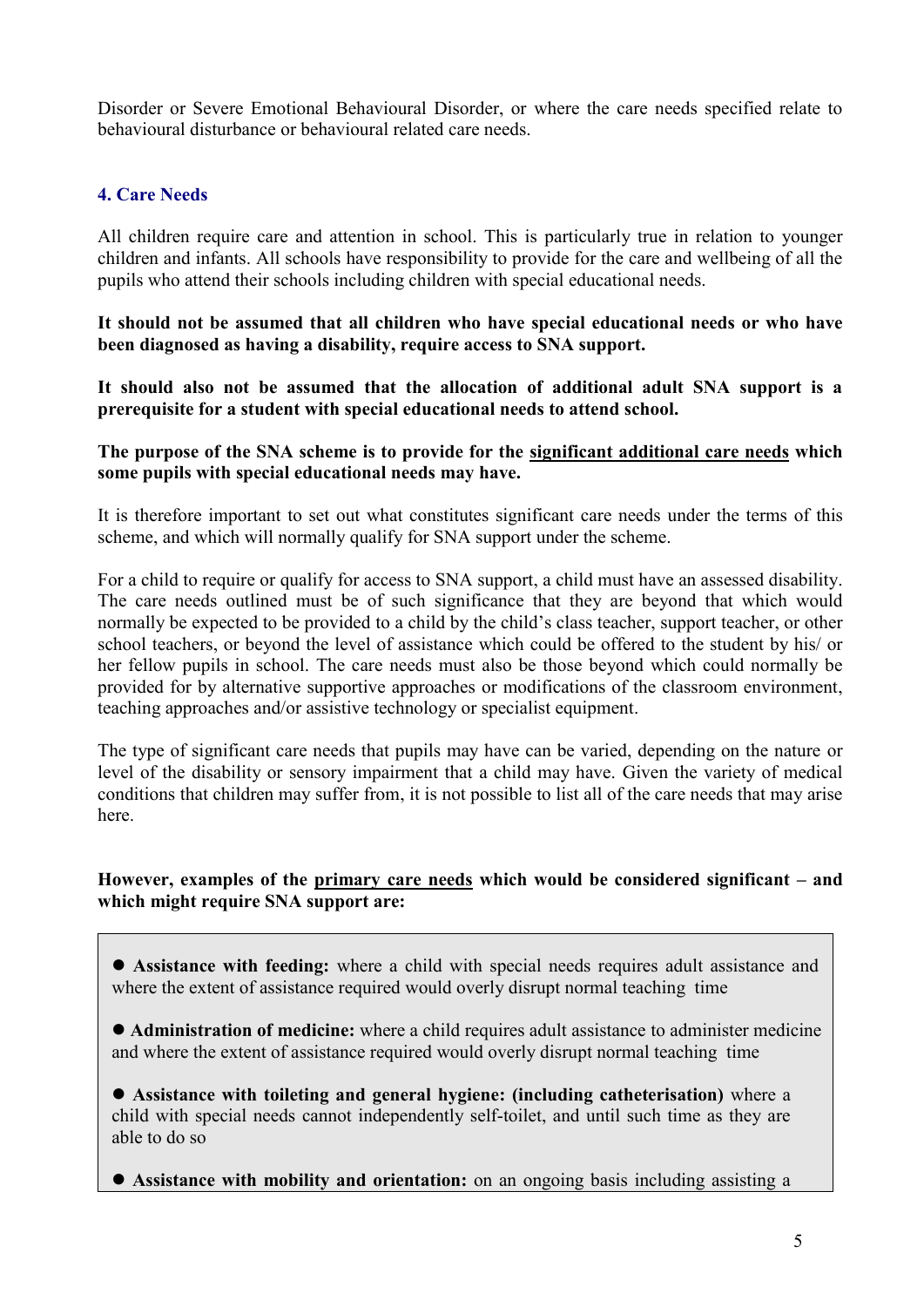Disorder or Severe Emotional Behavioural Disorder, or where the care needs specified relate to behavioural disturbance or behavioural related care needs.

## 4. Care Needs

All children require care and attention in school. This is particularly true in relation to younger children and infants. All schools have responsibility to provide for the care and wellbeing of all the pupils who attend their schools including children with special educational needs.

**It should not be assumed that all children who have special educational needs or who have been diagnosed as having a disability, require access to SNA support.**

**It should also not be assumed that the allocation of additional adult SNA support is a prerequisite for a student with special educational needs to attend school.**

**The purpose of the SNA scheme is to provide for the <u>significant additional care needs</u> which some pupils with special educational needs may have.**

It is therefore important to set out what constitutes significant care needs under the terms of this scheme, and which will normally qualify for SNA support under the scheme.

For a child to require or qualify for access to SNA support, a child must have an assessed disability. The care needs outlined must be of such significance that they are beyond that which would normally be expected to be provided to a child by the child's class teacher, support teacher, or other school teachers, or beyond the level of assistance which could be offered to the student by his/ or her fellow pupils in school. The care needs must also be those beyond which could normally be provided for by alternative supportive approaches or modifications of the classroom environment, teaching approaches and/or assistive technology or specialist equipment.

The type of significant care needs that pupils may have can be varied, depending on the nature or level of the disability or sensory impairment that a child may have. Given the variety of medical conditions that children may suffer from, it is not possible to list all of the care needs that may arise here.

**However, examples of the <u>primary care needs</u> which would be considered significant – and which might require SNA support are:**

- **Assistance with feeding:** where a child with special needs requires adult assistance and where the extent of assistance required would overly disrupt normal teaching time
- **Administration of medicine:** where a child requires adult assistance to administer medicine and where the extent of assistance required would overly disrupt normal teaching time
- **Assistance with toileting and general hygiene: (including catheterisation)** where a child with special needs cannot independently self-toilet, and until such time as they are able to do so
- **Assistance with mobility and orientation:** on an ongoing basis including assisting a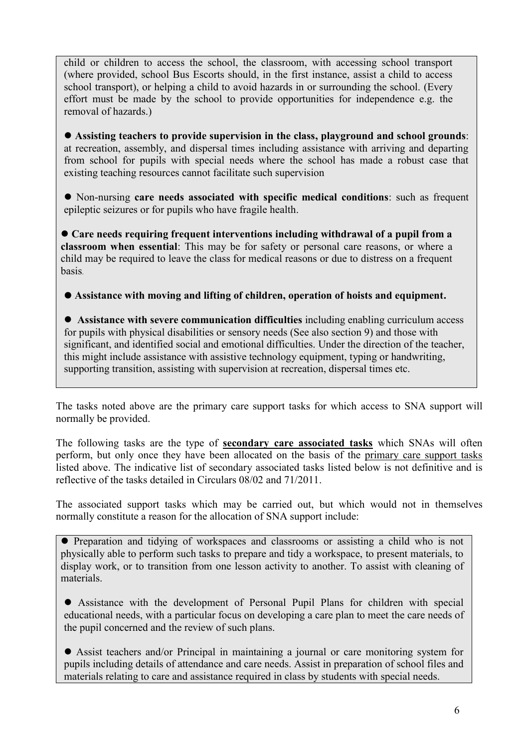child or children to access the school, the classroom, with accessing school transport (where provided, school Bus Escorts should, in the first instance, assist a child to access school transport), or helping a child to avoid hazards in or surrounding the school. (Every effort must be made by the school to provide opportunities for independence e.g. the removal of hazards.)

- **Assisting teachers to provide supervision in the class, playground and school grounds**: at recreation, assembly, and dispersal times including assistance with arriving and departing from school for pupils with special needs where the school has made a robust case that existing teaching resources cannot facilitate such supervision

- Non-nursing **care needs associated with specific medical conditions**: such as frequent epileptic seizures or for pupils who have fragile health.

- **Care needs requiring frequent interventions including withdrawal of a pupil from a classroom when essential**: This may be for safety or personal care reasons, or where a child may be required to leave the class for medical reasons or due to distress on a frequent basis.

- **Assistance with moving and lifting of children, operation of hoists and equipment.**

- **Assistance with severe communication difficulties** including enabling curriculum access for pupils with physical disabilities or sensory needs (See also section 9) and those with significant, and identified social and emotional difficulties. Under the direction of the teacher, this might include assistance with assistive technology equipment, typing or handwriting, supporting transition, assisting with supervision at recreation, dispersal times etc.

The tasks noted above are the primary care support tasks for which access to SNA support will normally be provided.

The following tasks are the type of **secondary care associated tasks** which SNAs will often perform, but only once they have been allocated on the basis of the primary care support tasks listed above. The indicative list of secondary associated tasks listed below is not definitive and is reflective of the tasks detailed in Circulars 08/02 and 71/2011.

The associated support tasks which may be carried out, but which would not in themselves normally constitute a reason for the allocation of SNA support include:

- Preparation and tidying of workspaces and classrooms or assisting a child who is not physically able to perform such tasks to prepare and tidy a workspace, to present materials, to display work, or to transition from one lesson activity to another. To assist with cleaning of materials.

- Assistance with the development of Personal Pupil Plans for children with special educational needs, with a particular focus on developing a care plan to meet the care needs of the pupil concerned and the review of such plans.

- Assist teachers and/or Principal in maintaining a journal or care monitoring system for pupils including details of attendance and care needs. Assist in preparation of school files and materials relating to care and assistance required in class by students with special needs.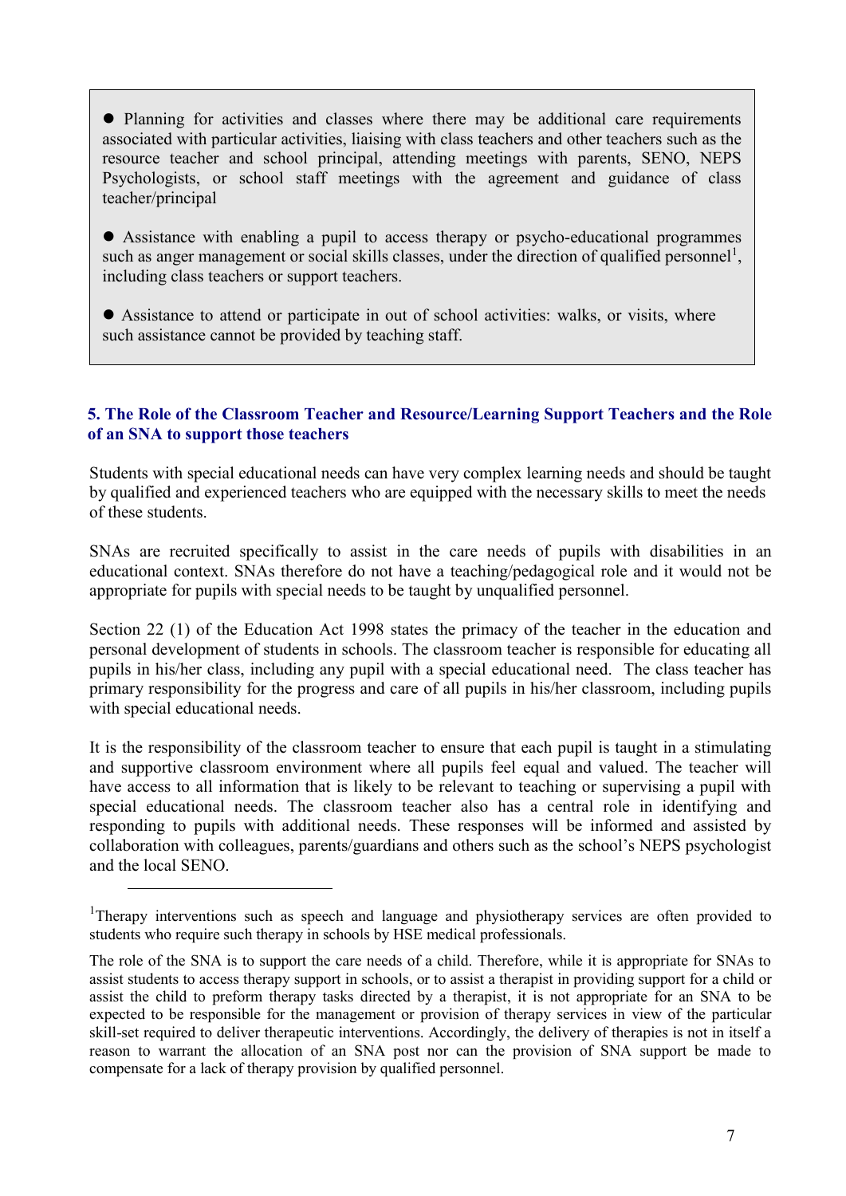- Planning for activities and classes where there may be additional care requirements associated with particular activities, liaising with class teachers and other teachers such as the resource teacher and school principal, attending meetings with parents, SENO, NEPS Psychologists, or school staff meetings with the agreement and guidance of class teacher/principal

- Assistance with enabling a pupil to access therapy or psycho-educational programmes such as anger management or social skills classes, under the direction of qualified personnel[1], including class teachers or support teachers.

- Assistance to attend or participate in out of school activities: walks, or visits, where such assistance cannot be provided by teaching staff.

## 5. The Role of the Classroom Teacher and Resource/Learning Support Teachers and the Role of an SNA to support those teachers

Students with special educational needs can have very complex learning needs and should be taught by qualified and experienced teachers who are equipped with the necessary skills to meet the needs of these students.

SNAs are recruited specifically to assist in the care needs of pupils with disabilities in an educational context. SNAs therefore do not have a teaching/pedagogical role and it would not be appropriate for pupils with special needs to be taught by unqualified personnel.

Section 22 (1) of the Education Act 1998 states the primacy of the teacher in the education and personal development of students in schools. The classroom teacher is responsible for educating all pupils in his/her class, including any pupil with a special educational need. The class teacher has primary responsibility for the progress and care of all pupils in his/her classroom, including pupils with special educational needs.

It is the responsibility of the classroom teacher to ensure that each pupil is taught in a stimulating and supportive classroom environment where all pupils feel equal and valued. The teacher will have access to all information that is likely to be relevant to teaching or supervising a pupil with special educational needs. The classroom teacher also has a central role in identifying and responding to pupils with additional needs. These responses will be informed and assisted by collaboration with colleagues, parents/guardians and others such as the school's NEPS psychologist and the local SENO.

---

[1] Therapy interventions such as speech and language and physiotherapy services are often provided to students who require such therapy in schools by HSE medical professionals.

The role of the SNA is to support the care needs of a child. Therefore, while it is appropriate for SNAs to assist students to access therapy support in schools, or to assist a therapist in providing support for a child or assist the child to preform therapy tasks directed by a therapist, it is not appropriate for an SNA to be expected to be responsible for the management or provision of therapy services in view of the particular skill-set required to deliver therapeutic interventions. Accordingly, the delivery of therapies is not in itself a reason to warrant the allocation of an SNA post nor can the provision of SNA support be made to compensate for a lack of therapy provision by qualified personnel.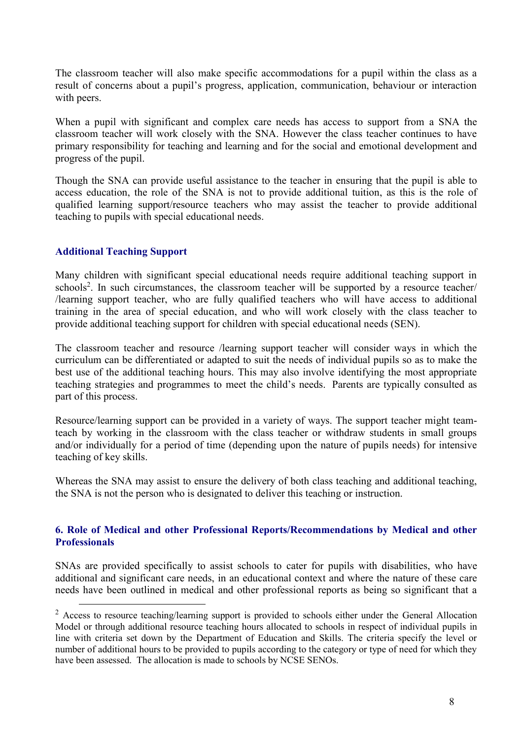The classroom teacher will also make specific accommodations for a pupil within the class as a result of concerns about a pupil's progress, application, communication, behaviour or interaction with peers.

When a pupil with significant and complex care needs has access to support from a SNA the classroom teacher will work closely with the SNA. However the class teacher continues to have primary responsibility for teaching and learning and for the social and emotional development and progress of the pupil.

Though the SNA can provide useful assistance to the teacher in ensuring that the pupil is able to access education, the role of the SNA is not to provide additional tuition, as this is the role of qualified learning support/resource teachers who may assist the teacher to provide additional teaching to pupils with special educational needs.

### Additional Teaching Support

Many children with significant special educational needs require additional teaching support in schools[2]. In such circumstances, the classroom teacher will be supported by a resource teacher/ /learning support teacher, who are fully qualified teachers who will have access to additional training in the area of special education, and who will work closely with the class teacher to provide additional teaching support for children with special educational needs (SEN).

The classroom teacher and resource /learning support teacher will consider ways in which the curriculum can be differentiated or adapted to suit the needs of individual pupils so as to make the best use of the additional teaching hours. This may also involve identifying the most appropriate teaching strategies and programmes to meet the child's needs. Parents are typically consulted as part of this process.

Resource/learning support can be provided in a variety of ways. The support teacher might team-teach by working in the classroom with the class teacher or withdraw students in small groups and/or individually for a period of time (depending upon the nature of pupils needs) for intensive teaching of key skills.

Whereas the SNA may assist to ensure the delivery of both class teaching and additional teaching, the SNA is not the person who is designated to deliver this teaching or instruction.

## 6. Role of Medical and other Professional Reports/Recommendations by Medical and other Professionals

SNAs are provided specifically to assist schools to cater for pupils with disabilities, who have additional and significant care needs, in an educational context and where the nature of these care needs have been outlined in medical and other professional reports as being so significant that a

---

[2] Access to resource teaching/learning support is provided to schools either under the General Allocation Model or through additional resource teaching hours allocated to schools in respect of individual pupils in line with criteria set down by the Department of Education and Skills. The criteria specify the level or number of additional hours to be provided to pupils according to the category or type of need for which they have been assessed. The allocation is made to schools by NCSE SENOs.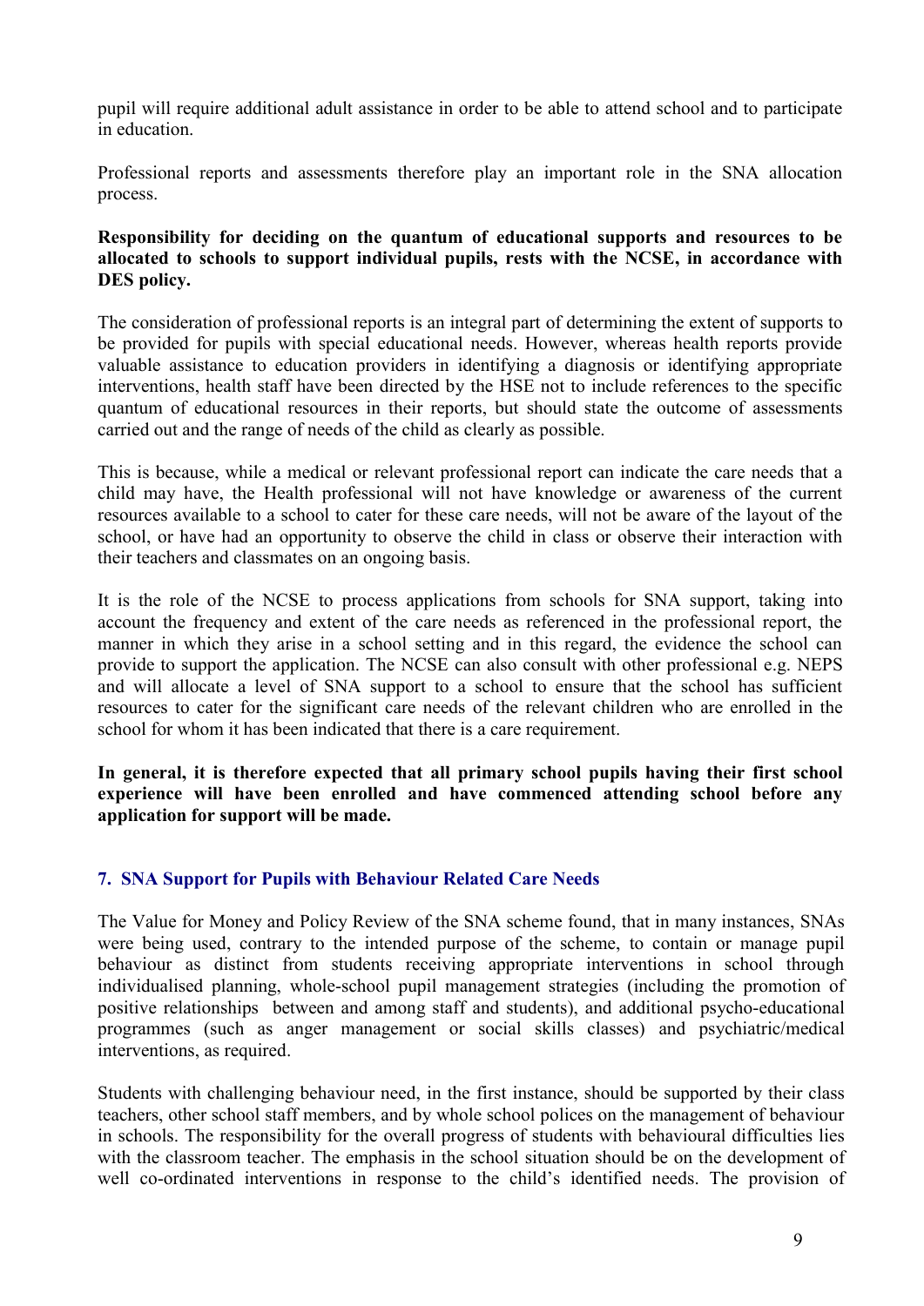pupil will require additional adult assistance in order to be able to attend school and to participate in education.

Professional reports and assessments therefore play an important role in the SNA allocation process.

**Responsibility for deciding on the quantum of educational supports and resources to be allocated to schools to support individual pupils, rests with the NCSE, in accordance with DES policy.**

The consideration of professional reports is an integral part of determining the extent of supports to be provided for pupils with special educational needs. However, whereas health reports provide valuable assistance to education providers in identifying a diagnosis or identifying appropriate interventions, health staff have been directed by the HSE not to include references to the specific quantum of educational resources in their reports, but should state the outcome of assessments carried out and the range of needs of the child as clearly as possible.

This is because, while a medical or relevant professional report can indicate the care needs that a child may have, the Health professional will not have knowledge or awareness of the current resources available to a school to cater for these care needs, will not be aware of the layout of the school, or have had an opportunity to observe the child in class or observe their interaction with their teachers and classmates on an ongoing basis.

It is the role of the NCSE to process applications from schools for SNA support, taking into account the frequency and extent of the care needs as referenced in the professional report, the manner in which they arise in a school setting and in this regard, the evidence the school can provide to support the application. The NCSE can also consult with other professional e.g. NEPS and will allocate a level of SNA support to a school to ensure that the school has sufficient resources to cater for the significant care needs of the relevant children who are enrolled in the school for whom it has been indicated that there is a care requirement.

**In general, it is therefore expected that all primary school pupils having their first school experience will have been enrolled and have commenced attending school before any application for support will be made.**

## 7. SNA Support for Pupils with Behaviour Related Care Needs

The Value for Money and Policy Review of the SNA scheme found, that in many instances, SNAs were being used, contrary to the intended purpose of the scheme, to contain or manage pupil behaviour as distinct from students receiving appropriate interventions in school through individualised planning, whole-school pupil management strategies (including the promotion of positive relationships between and among staff and students), and additional psycho-educational programmes (such as anger management or social skills classes) and psychiatric/medical interventions, as required.

Students with challenging behaviour need, in the first instance, should be supported by their class teachers, other school staff members, and by whole school polices on the management of behaviour in schools. The responsibility for the overall progress of students with behavioural difficulties lies with the classroom teacher. The emphasis in the school situation should be on the development of well co-ordinated interventions in response to the child's identified needs. The provision of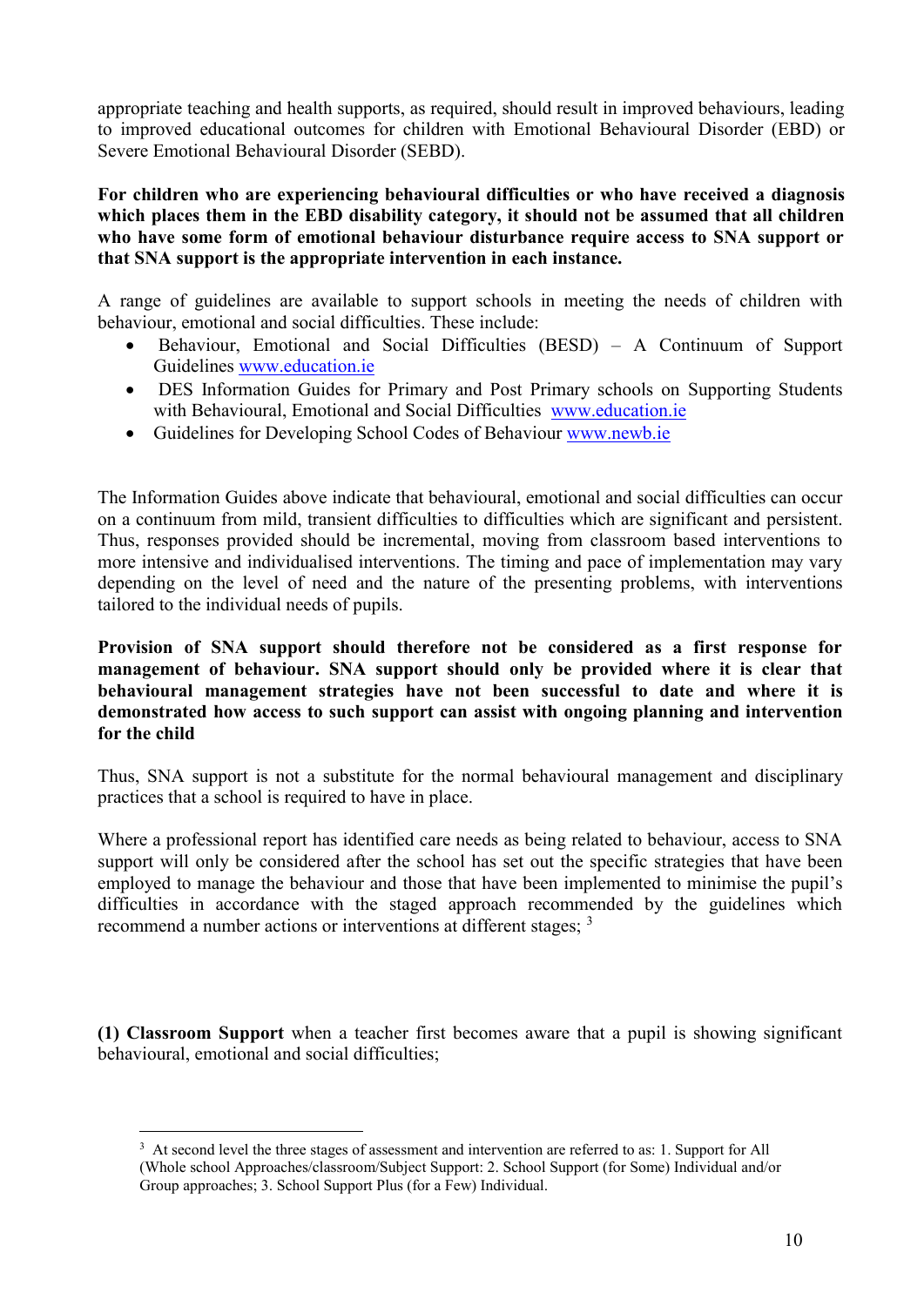appropriate teaching and health supports, as required, should result in improved behaviours, leading to improved educational outcomes for children with Emotional Behavioural Disorder (EBD) or Severe Emotional Behavioural Disorder (SEBD).

**For children who are experiencing behavioural difficulties or who have received a diagnosis which places them in the EBD disability category, it should not be assumed that all children who have some form of emotional behaviour disturbance require access to SNA support or that SNA support is the appropriate intervention in each instance.**

A range of guidelines are available to support schools in meeting the needs of children with behaviour, emotional and social difficulties. These include:

- Behaviour, Emotional and Social Difficulties (BESD) – A Continuum of Support Guidelines www.education.ie
- DES Information Guides for Primary and Post Primary schools on Supporting Students with Behavioural, Emotional and Social Difficulties www.education.ie
- Guidelines for Developing School Codes of Behaviour www.newb.ie

The Information Guides above indicate that behavioural, emotional and social difficulties can occur on a continuum from mild, transient difficulties to difficulties which are significant and persistent. Thus, responses provided should be incremental, moving from classroom based interventions to more intensive and individualised interventions. The timing and pace of implementation may vary depending on the level of need and the nature of the presenting problems, with interventions tailored to the individual needs of pupils.

**Provision of SNA support should therefore not be considered as a first response for management of behaviour. SNA support should only be provided where it is clear that behavioural management strategies have not been successful to date and where it is demonstrated how access to such support can assist with ongoing planning and intervention for the child**

Thus, SNA support is not a substitute for the normal behavioural management and disciplinary practices that a school is required to have in place.

Where a professional report has identified care needs as being related to behaviour, access to SNA support will only be considered after the school has set out the specific strategies that have been employed to manage the behaviour and those that have been implemented to minimise the pupil's difficulties in accordance with the staged approach recommended by the guidelines which recommend a number actions or interventions at different stages; [3]

**(1) Classroom Support** when a teacher first becomes aware that a pupil is showing significant behavioural, emotional and social difficulties;

---

[3] At second level the three stages of assessment and intervention are referred to as: 1. Support for All (Whole school Approaches/classroom/Subject Support: 2. School Support (for Some) Individual and/or Group approaches; 3. School Support Plus (for a Few) Individual.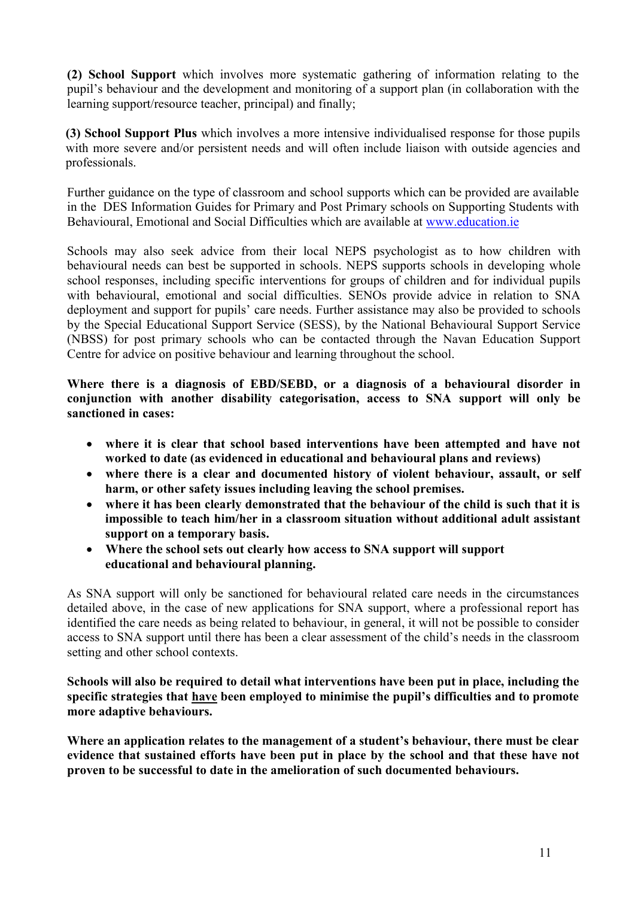**(2) School Support** which involves more systematic gathering of information relating to the pupil's behaviour and the development and monitoring of a support plan (in collaboration with the learning support/resource teacher, principal) and finally;

**(3) School Support Plus** which involves a more intensive individualised response for those pupils with more severe and/or persistent needs and will often include liaison with outside agencies and professionals.

Further guidance on the type of classroom and school supports which can be provided are available in the DES Information Guides for Primary and Post Primary schools on Supporting Students with Behavioural, Emotional and Social Difficulties which are available at [www.education.ie](http://www.education.ie)

Schools may also seek advice from their local NEPS psychologist as to how children with behavioural needs can best be supported in schools. NEPS supports schools in developing whole school responses, including specific interventions for groups of children and for individual pupils with behavioural, emotional and social difficulties. SENOs provide advice in relation to SNA deployment and support for pupils' care needs. Further assistance may also be provided to schools by the Special Educational Support Service (SESS), by the National Behavioural Support Service (NBSS) for post primary schools who can be contacted through the Navan Education Support Centre for advice on positive behaviour and learning throughout the school.

**Where there is a diagnosis of EBD/SEBD, or a diagnosis of a behavioural disorder in conjunction with another disability categorisation, access to SNA support will only be sanctioned in cases:**

- **where it is clear that school based interventions have been attempted and have not worked to date (as evidenced in educational and behavioural plans and reviews)**
- **where there is a clear and documented history of violent behaviour, assault, or self harm, or other safety issues including leaving the school premises.**
- **where it has been clearly demonstrated that the behaviour of the child is such that it is impossible to teach him/her in a classroom situation without additional adult assistant support on a temporary basis.**
- **Where the school sets out clearly how access to SNA support will support educational and behavioural planning.**

As SNA support will only be sanctioned for behavioural related care needs in the circumstances detailed above, in the case of new applications for SNA support, where a professional report has identified the care needs as being related to behaviour, in general, it will not be possible to consider access to SNA support until there has been a clear assessment of the child's needs in the classroom setting and other school contexts.

**Schools will also be required to detail what interventions have been put in place, including the specific strategies that <u>have</u> been employed to minimise the pupil's difficulties and to promote more adaptive behaviours.**

**Where an application relates to the management of a student's behaviour, there must be clear evidence that sustained efforts have been put in place by the school and that these have not proven to be successful to date in the amelioration of such documented behaviours.**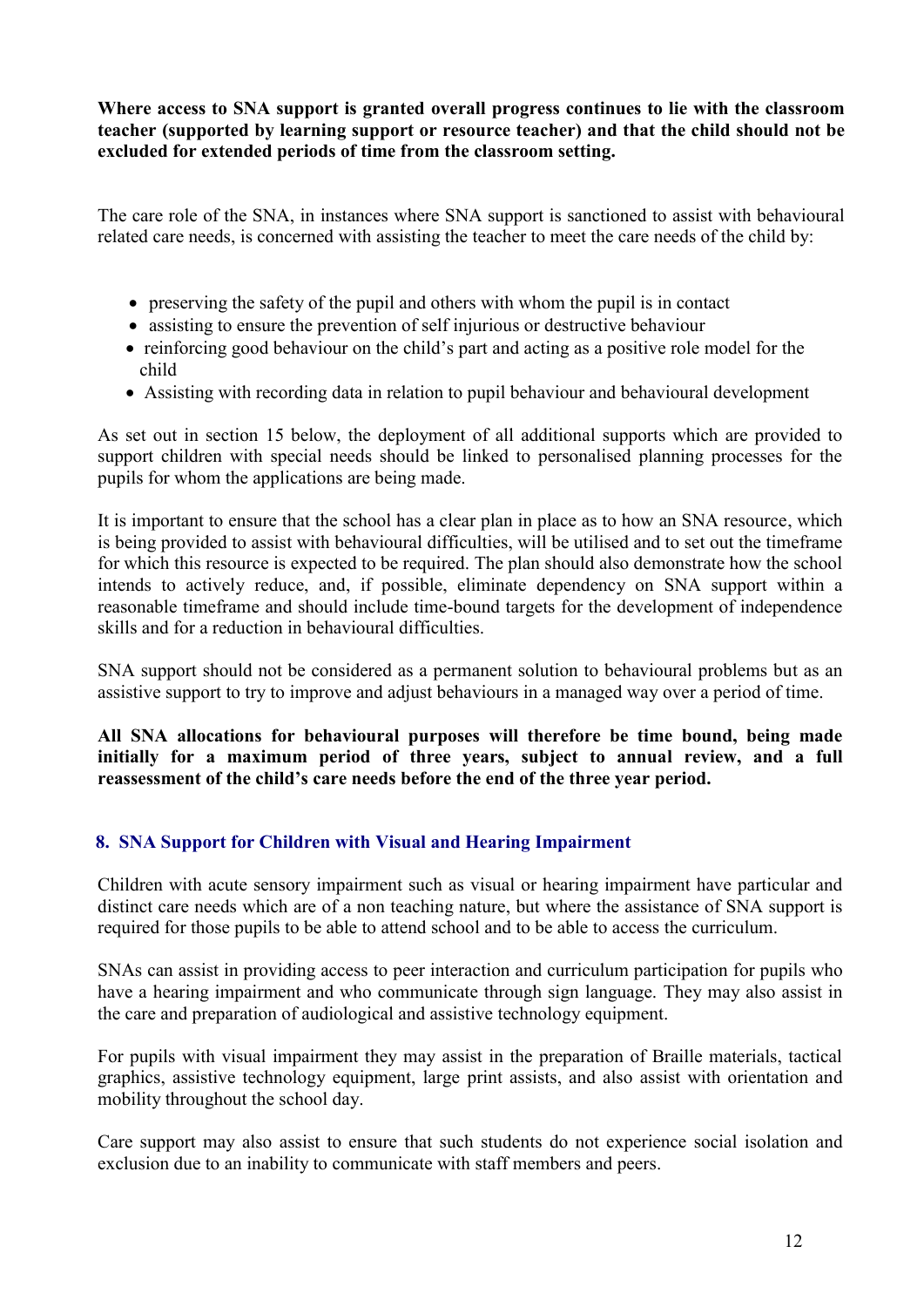**Where access to SNA support is granted overall progress continues to lie with the classroom teacher (supported by learning support or resource teacher) and that the child should not be excluded for extended periods of time from the classroom setting.**

The care role of the SNA, in instances where SNA support is sanctioned to assist with behavioural related care needs, is concerned with assisting the teacher to meet the care needs of the child by:

- preserving the safety of the pupil and others with whom the pupil is in contact
- assisting to ensure the prevention of self injurious or destructive behaviour
- reinforcing good behaviour on the child's part and acting as a positive role model for the child
- Assisting with recording data in relation to pupil behaviour and behavioural development

As set out in section 15 below, the deployment of all additional supports which are provided to support children with special needs should be linked to personalised planning processes for the pupils for whom the applications are being made.

It is important to ensure that the school has a clear plan in place as to how an SNA resource, which is being provided to assist with behavioural difficulties, will be utilised and to set out the timeframe for which this resource is expected to be required. The plan should also demonstrate how the school intends to actively reduce, and, if possible, eliminate dependency on SNA support within a reasonable timeframe and should include time-bound targets for the development of independence skills and for a reduction in behavioural difficulties.

SNA support should not be considered as a permanent solution to behavioural problems but as an assistive support to try to improve and adjust behaviours in a managed way over a period of time.

**All SNA allocations for behavioural purposes will therefore be time bound, being made initially for a maximum period of three years, subject to annual review, and a full reassessment of the child's care needs before the end of the three year period.**

## 8. SNA Support for Children with Visual and Hearing Impairment

Children with acute sensory impairment such as visual or hearing impairment have particular and distinct care needs which are of a non teaching nature, but where the assistance of SNA support is required for those pupils to be able to attend school and to be able to access the curriculum.

SNAs can assist in providing access to peer interaction and curriculum participation for pupils who have a hearing impairment and who communicate through sign language. They may also assist in the care and preparation of audiological and assistive technology equipment.

For pupils with visual impairment they may assist in the preparation of Braille materials, tactical graphics, assistive technology equipment, large print assists, and also assist with orientation and mobility throughout the school day.

Care support may also assist to ensure that such students do not experience social isolation and exclusion due to an inability to communicate with staff members and peers.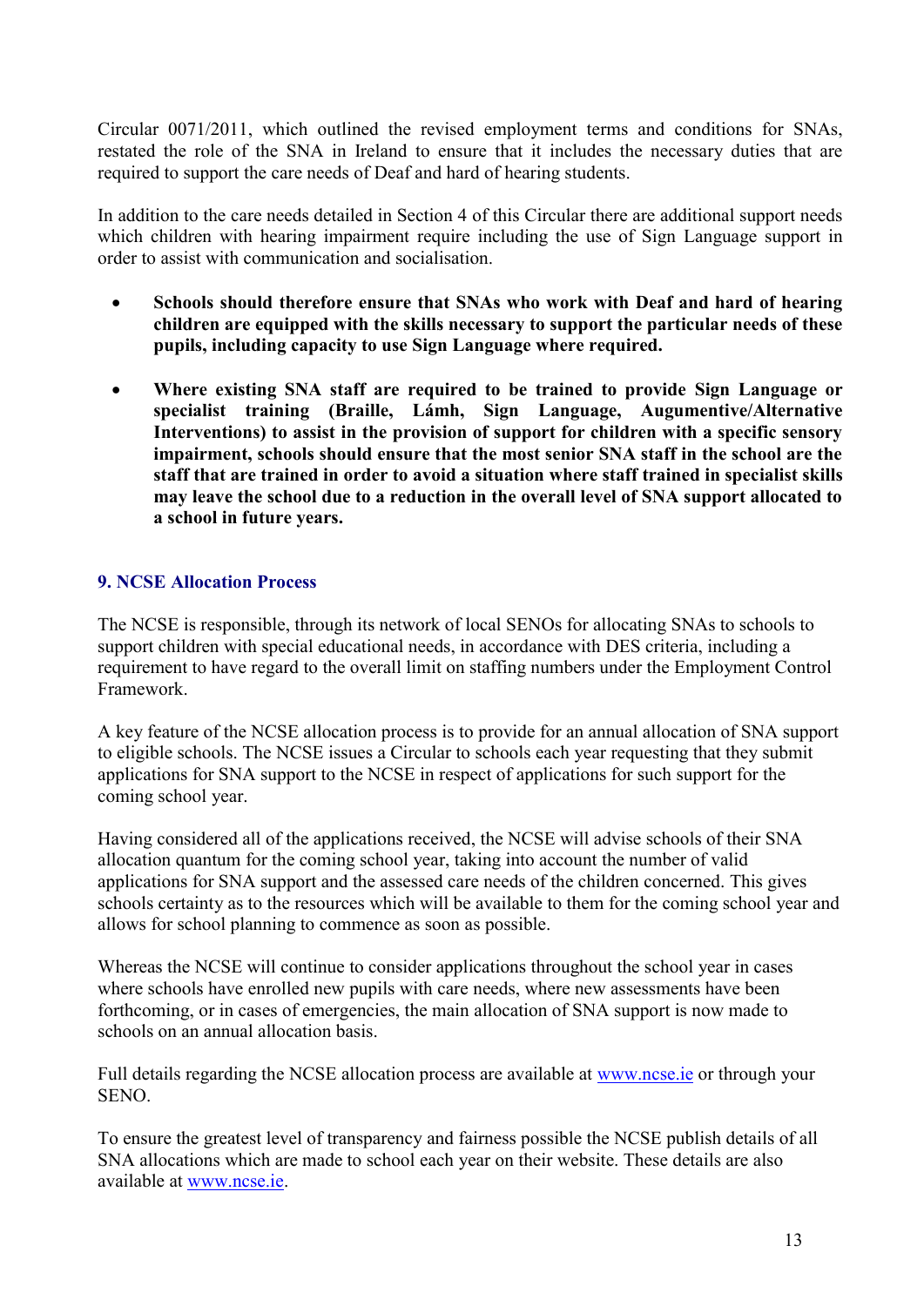Circular 0071/2011, which outlined the revised employment terms and conditions for SNAs, restated the role of the SNA in Ireland to ensure that it includes the necessary duties that are required to support the care needs of Deaf and hard of hearing students.

In addition to the care needs detailed in Section 4 of this Circular there are additional support needs which children with hearing impairment require including the use of Sign Language support in order to assist with communication and socialisation.

- **Schools should therefore ensure that SNAs who work with Deaf and hard of hearing children are equipped with the skills necessary to support the particular needs of these pupils, including capacity to use Sign Language where required.**

- **Where existing SNA staff are required to be trained to provide Sign Language or specialist training (Braille, Lámh, Sign Language, Augumentive/Alternative Interventions) to assist in the provision of support for children with a specific sensory impairment, schools should ensure that the most senior SNA staff in the school are the staff that are trained in order to avoid a situation where staff trained in specialist skills may leave the school due to a reduction in the overall level of SNA support allocated to a school in future years.**

## 9. NCSE Allocation Process

The NCSE is responsible, through its network of local SENOs for allocating SNAs to schools to support children with special educational needs, in accordance with DES criteria, including a requirement to have regard to the overall limit on staffing numbers under the Employment Control Framework.

A key feature of the NCSE allocation process is to provide for an annual allocation of SNA support to eligible schools. The NCSE issues a Circular to schools each year requesting that they submit applications for SNA support to the NCSE in respect of applications for such support for the coming school year.

Having considered all of the applications received, the NCSE will advise schools of their SNA allocation quantum for the coming school year, taking into account the number of valid applications for SNA support and the assessed care needs of the children concerned. This gives schools certainty as to the resources which will be available to them for the coming school year and allows for school planning to commence as soon as possible.

Whereas the NCSE will continue to consider applications throughout the school year in cases where schools have enrolled new pupils with care needs, where new assessments have been forthcoming, or in cases of emergencies, the main allocation of SNA support is now made to schools on an annual allocation basis.

Full details regarding the NCSE allocation process are available at [www.ncse.ie](http://www.ncse.ie) or through your SENO.

To ensure the greatest level of transparency and fairness possible the NCSE publish details of all SNA allocations which are made to school each year on their website. These details are also available at [www.ncse.ie](http://www.ncse.ie).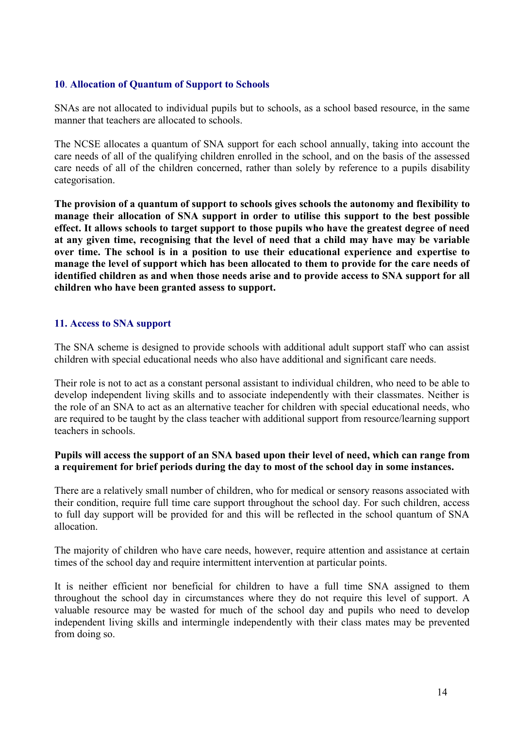## 10. Allocation of Quantum of Support to Schools

SNAs are not allocated to individual pupils but to schools, as a school based resource, in the same manner that teachers are allocated to schools.

The NCSE allocates a quantum of SNA support for each school annually, taking into account the care needs of all of the qualifying children enrolled in the school, and on the basis of the assessed care needs of all of the children concerned, rather than solely by reference to a pupils disability categorisation.

**The provision of a quantum of support to schools gives schools the autonomy and flexibility to manage their allocation of SNA support in order to utilise this support to the best possible effect. It allows schools to target support to those pupils who have the greatest degree of need at any given time, recognising that the level of need that a child may have may be variable over time. The school is in a position to use their educational experience and expertise to manage the level of support which has been allocated to them to provide for the care needs of identified children as and when those needs arise and to provide access to SNA support for all children who have been granted assess to support.**

## 11. Access to SNA support

The SNA scheme is designed to provide schools with additional adult support staff who can assist children with special educational needs who also have additional and significant care needs.

Their role is not to act as a constant personal assistant to individual children, who need to be able to develop independent living skills and to associate independently with their classmates. Neither is the role of an SNA to act as an alternative teacher for children with special educational needs, who are required to be taught by the class teacher with additional support from resource/learning support teachers in schools.

**Pupils will access the support of an SNA based upon their level of need, which can range from a requirement for brief periods during the day to most of the school day in some instances.**

There are a relatively small number of children, who for medical or sensory reasons associated with their condition, require full time care support throughout the school day. For such children, access to full day support will be provided for and this will be reflected in the school quantum of SNA allocation.

The majority of children who have care needs, however, require attention and assistance at certain times of the school day and require intermittent intervention at particular points.

It is neither efficient nor beneficial for children to have a full time SNA assigned to them throughout the school day in circumstances where they do not require this level of support. A valuable resource may be wasted for much of the school day and pupils who need to develop independent living skills and intermingle independently with their class mates may be prevented from doing so.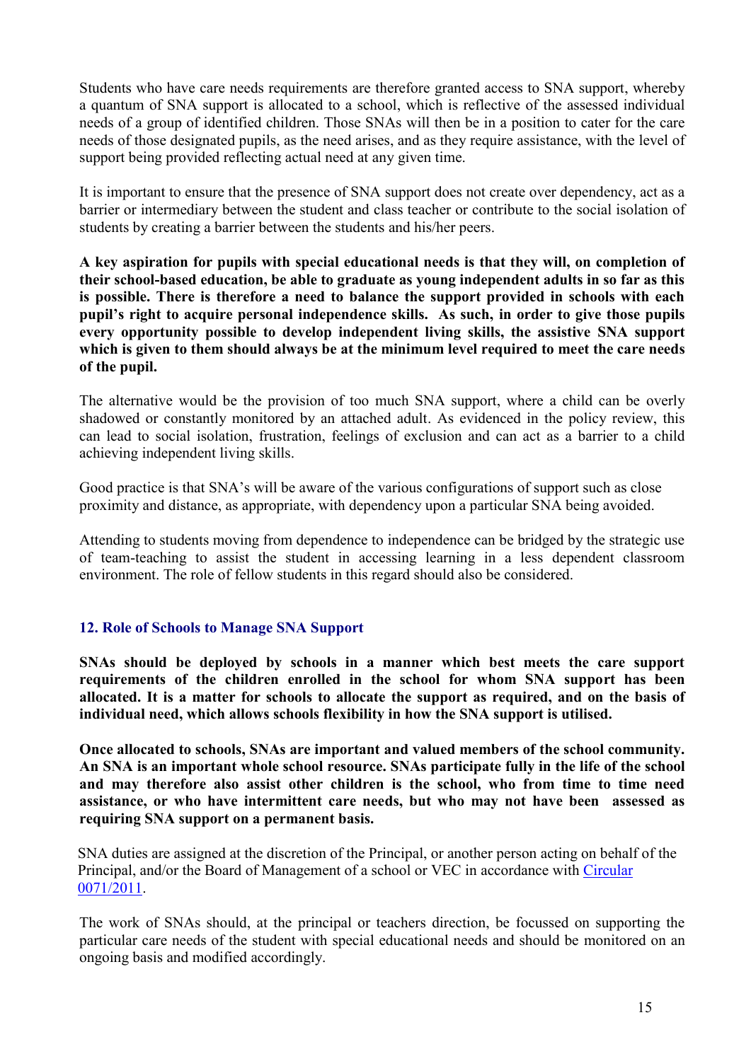Students who have care needs requirements are therefore granted access to SNA support, whereby a quantum of SNA support is allocated to a school, which is reflective of the assessed individual needs of a group of identified children. Those SNAs will then be in a position to cater for the care needs of those designated pupils, as the need arises, and as they require assistance, with the level of support being provided reflecting actual need at any given time.

It is important to ensure that the presence of SNA support does not create over dependency, act as a barrier or intermediary between the student and class teacher or contribute to the social isolation of students by creating a barrier between the students and his/her peers.

**A key aspiration for pupils with special educational needs is that they will, on completion of their school-based education, be able to graduate as young independent adults in so far as this is possible. There is therefore a need to balance the support provided in schools with each pupil's right to acquire personal independence skills. As such, in order to give those pupils every opportunity possible to develop independent living skills, the assistive SNA support which is given to them should always be at the minimum level required to meet the care needs of the pupil.**

The alternative would be the provision of too much SNA support, where a child can be overly shadowed or constantly monitored by an attached adult. As evidenced in the policy review, this can lead to social isolation, frustration, feelings of exclusion and can act as a barrier to a child achieving independent living skills.

Good practice is that SNA's will be aware of the various configurations of support such as close proximity and distance, as appropriate, with dependency upon a particular SNA being avoided.

Attending to students moving from dependence to independence can be bridged by the strategic use of team-teaching to assist the student in accessing learning in a less dependent classroom environment. The role of fellow students in this regard should also be considered.

## 12. Role of Schools to Manage SNA Support

**SNAs should be deployed by schools in a manner which best meets the care support requirements of the children enrolled in the school for whom SNA support has been allocated. It is a matter for schools to allocate the support as required, and on the basis of individual need, which allows schools flexibility in how the SNA support is utilised.**

**Once allocated to schools, SNAs are important and valued members of the school community. An SNA is an important whole school resource. SNAs participate fully in the life of the school and may therefore also assist other children is the school, who from time to time need assistance, or who have intermittent care needs, but who may not have been assessed as requiring SNA support on a permanent basis.**

SNA duties are assigned at the discretion of the Principal, or another person acting on behalf of the Principal, and/or the Board of Management of a school or VEC in accordance with Circular 0071/2011.

The work of SNAs should, at the principal or teachers direction, be focussed on supporting the particular care needs of the student with special educational needs and should be monitored on an ongoing basis and modified accordingly.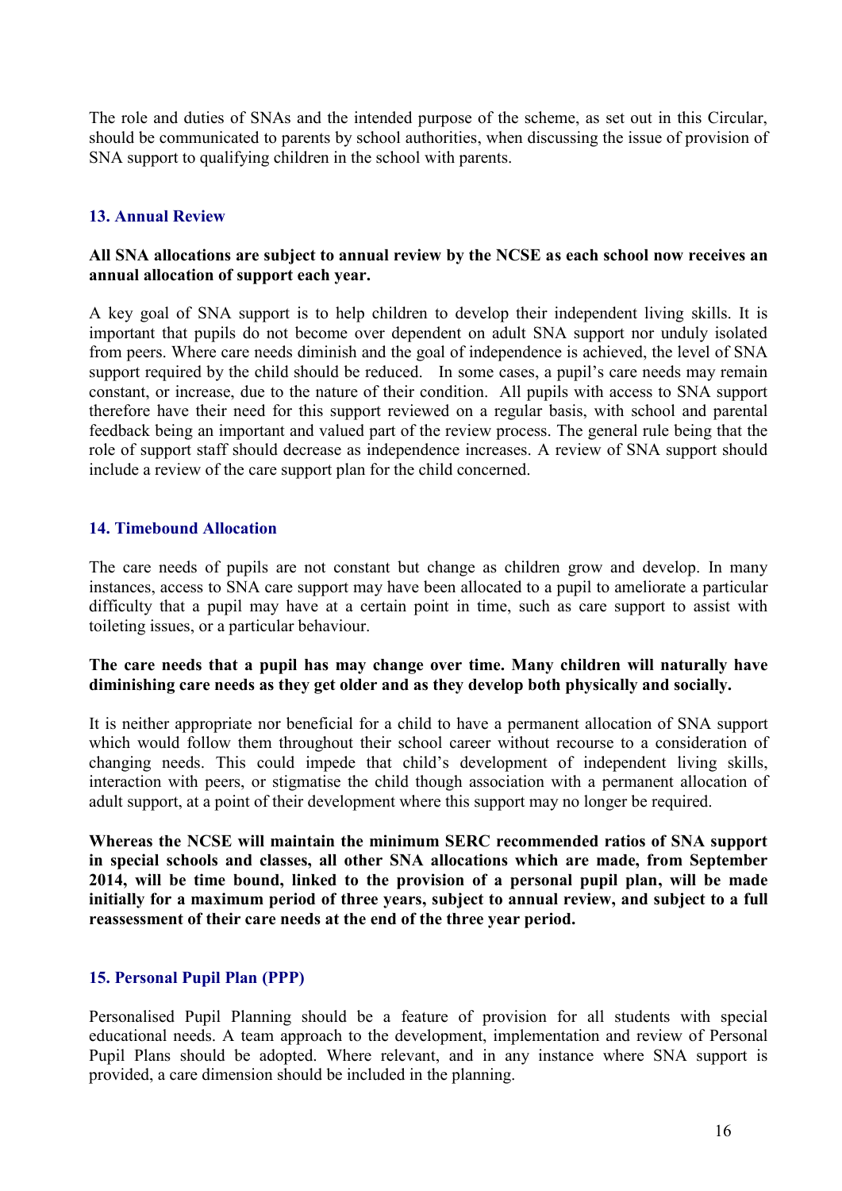The role and duties of SNAs and the intended purpose of the scheme, as set out in this Circular, should be communicated to parents by school authorities, when discussing the issue of provision of SNA support to qualifying children in the school with parents.

## 13. Annual Review

**All SNA allocations are subject to annual review by the NCSE as each school now receives an annual allocation of support each year.**

A key goal of SNA support is to help children to develop their independent living skills. It is important that pupils do not become over dependent on adult SNA support nor unduly isolated from peers. Where care needs diminish and the goal of independence is achieved, the level of SNA support required by the child should be reduced. In some cases, a pupil's care needs may remain constant, or increase, due to the nature of their condition. All pupils with access to SNA support therefore have their need for this support reviewed on a regular basis, with school and parental feedback being an important and valued part of the review process. The general rule being that the role of support staff should decrease as independence increases. A review of SNA support should include a review of the care support plan for the child concerned.

## 14. Timebound Allocation

The care needs of pupils are not constant but change as children grow and develop. In many instances, access to SNA care support may have been allocated to a pupil to ameliorate a particular difficulty that a pupil may have at a certain point in time, such as care support to assist with toileting issues, or a particular behaviour.

**The care needs that a pupil has may change over time. Many children will naturally have diminishing care needs as they get older and as they develop both physically and socially.**

It is neither appropriate nor beneficial for a child to have a permanent allocation of SNA support which would follow them throughout their school career without recourse to a consideration of changing needs. This could impede that child's development of independent living skills, interaction with peers, or stigmatise the child though association with a permanent allocation of adult support, at a point of their development where this support may no longer be required.

**Whereas the NCSE will maintain the minimum SERC recommended ratios of SNA support in special schools and classes, all other SNA allocations which are made, from September 2014, will be time bound, linked to the provision of a personal pupil plan, will be made initially for a maximum period of three years, subject to annual review, and subject to a full reassessment of their care needs at the end of the three year period.**

## 15. Personal Pupil Plan (PPP)

Personalised Pupil Planning should be a feature of provision for all students with special educational needs. A team approach to the development, implementation and review of Personal Pupil Plans should be adopted. Where relevant, and in any instance where SNA support is provided, a care dimension should be included in the planning.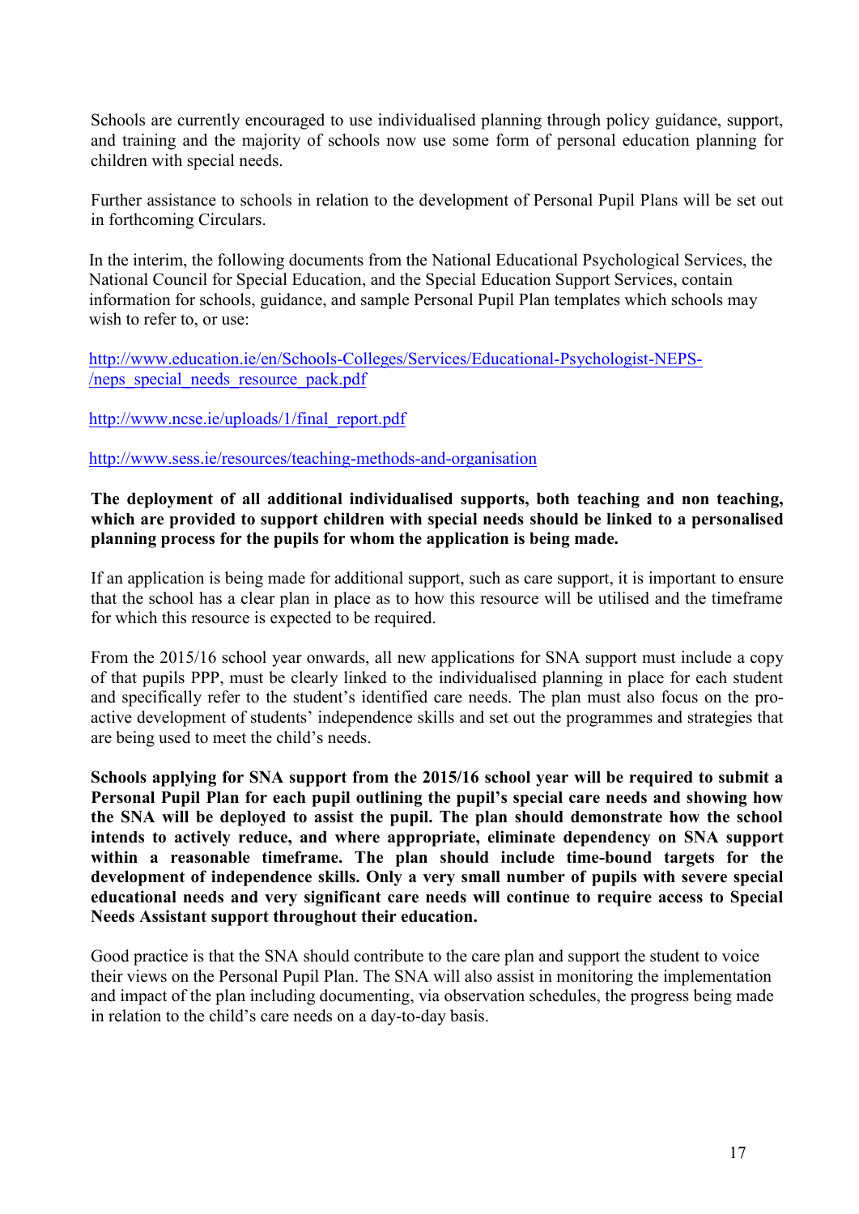Schools are currently encouraged to use individualised planning through policy guidance, support, and training and the majority of schools now use some form of personal education planning for children with special needs.

Further assistance to schools in relation to the development of Personal Pupil Plans will be set out in forthcoming Circulars.

In the interim, the following documents from the National Educational Psychological Services, the National Council for Special Education, and the Special Education Support Services, contain information for schools, guidance, and sample Personal Pupil Plan templates which schools may wish to refer to, or use:

http://www.education.ie/en/Schools-Colleges/Services/Educational-Psychologist-NEPS-/neps_special_needs_resource_pack.pdf

http://www.ncse.ie/uploads/1/final_report.pdf

http://www.sess.ie/resources/teaching-methods-and-organisation

**The deployment of all additional individualised supports, both teaching and non teaching, which are provided to support children with special needs should be linked to a personalised planning process for the pupils for whom the application is being made.**

If an application is being made for additional support, such as care support, it is important to ensure that the school has a clear plan in place as to how this resource will be utilised and the timeframe for which this resource is expected to be required.

From the 2015/16 school year onwards, all new applications for SNA support must include a copy of that pupils PPP, must be clearly linked to the individualised planning in place for each student and specifically refer to the student's identified care needs. The plan must also focus on the pro-active development of students' independence skills and set out the programmes and strategies that are being used to meet the child's needs.

**Schools applying for SNA support from the 2015/16 school year will be required to submit a Personal Pupil Plan for each pupil outlining the pupil's special care needs and showing how the SNA will be deployed to assist the pupil. The plan should demonstrate how the school intends to actively reduce, and where appropriate, eliminate dependency on SNA support within a reasonable timeframe. The plan should include time-bound targets for the development of independence skills. Only a very small number of pupils with severe special educational needs and very significant care needs will continue to require access to Special Needs Assistant support throughout their education.**

Good practice is that the SNA should contribute to the care plan and support the student to voice their views on the Personal Pupil Plan. The SNA will also assist in monitoring the implementation and impact of the plan including documenting, via observation schedules, the progress being made in relation to the child's care needs on a day-to-day basis.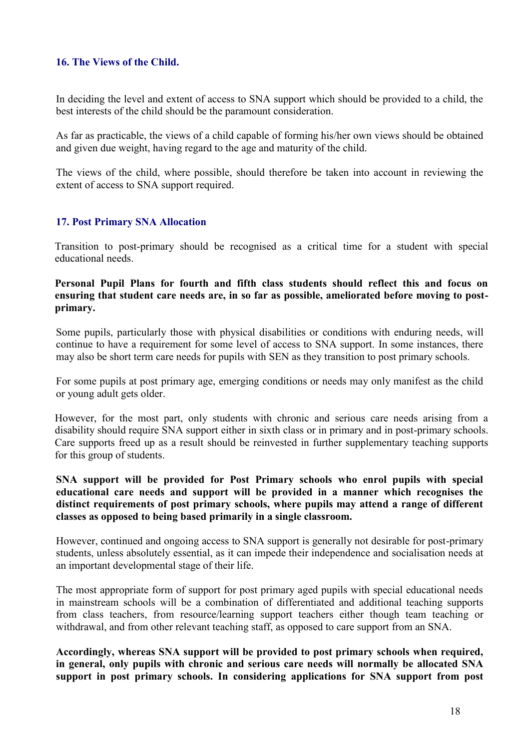## 16. The Views of the Child.

In deciding the level and extent of access to SNA support which should be provided to a child, the best interests of the child should be the paramount consideration.

As far as practicable, the views of a child capable of forming his/her own views should be obtained and given due weight, having regard to the age and maturity of the child.

The views of the child, where possible, should therefore be taken into account in reviewing the extent of access to SNA support required.

## 17. Post Primary SNA Allocation

Transition to post-primary should be recognised as a critical time for a student with special educational needs.

**Personal Pupil Plans for fourth and fifth class students should reflect this and focus on ensuring that student care needs are, in so far as possible, ameliorated before moving to post-primary.**

Some pupils, particularly those with physical disabilities or conditions with enduring needs, will continue to have a requirement for some level of access to SNA support. In some instances, there may also be short term care needs for pupils with SEN as they transition to post primary schools.

For some pupils at post primary age, emerging conditions or needs may only manifest as the child or young adult gets older.

However, for the most part, only students with chronic and serious care needs arising from a disability should require SNA support either in sixth class or in primary and in post-primary schools. Care supports freed up as a result should be reinvested in further supplementary teaching supports for this group of students.

**SNA support will be provided for Post Primary schools who enrol pupils with special educational care needs and support will be provided in a manner which recognises the distinct requirements of post primary schools, where pupils may attend a range of different classes as opposed to being based primarily in a single classroom.**

However, continued and ongoing access to SNA support is generally not desirable for post-primary students, unless absolutely essential, as it can impede their independence and socialisation needs at an important developmental stage of their life.

The most appropriate form of support for post primary aged pupils with special educational needs in mainstream schools will be a combination of differentiated and additional teaching supports from class teachers, from resource/learning support teachers either though team teaching or withdrawal, and from other relevant teaching staff, as opposed to care support from an SNA.

**Accordingly, whereas SNA support will be provided to post primary schools when required, in general, only pupils with chronic and serious care needs will normally be allocated SNA support in post primary schools. In considering applications for SNA support from post**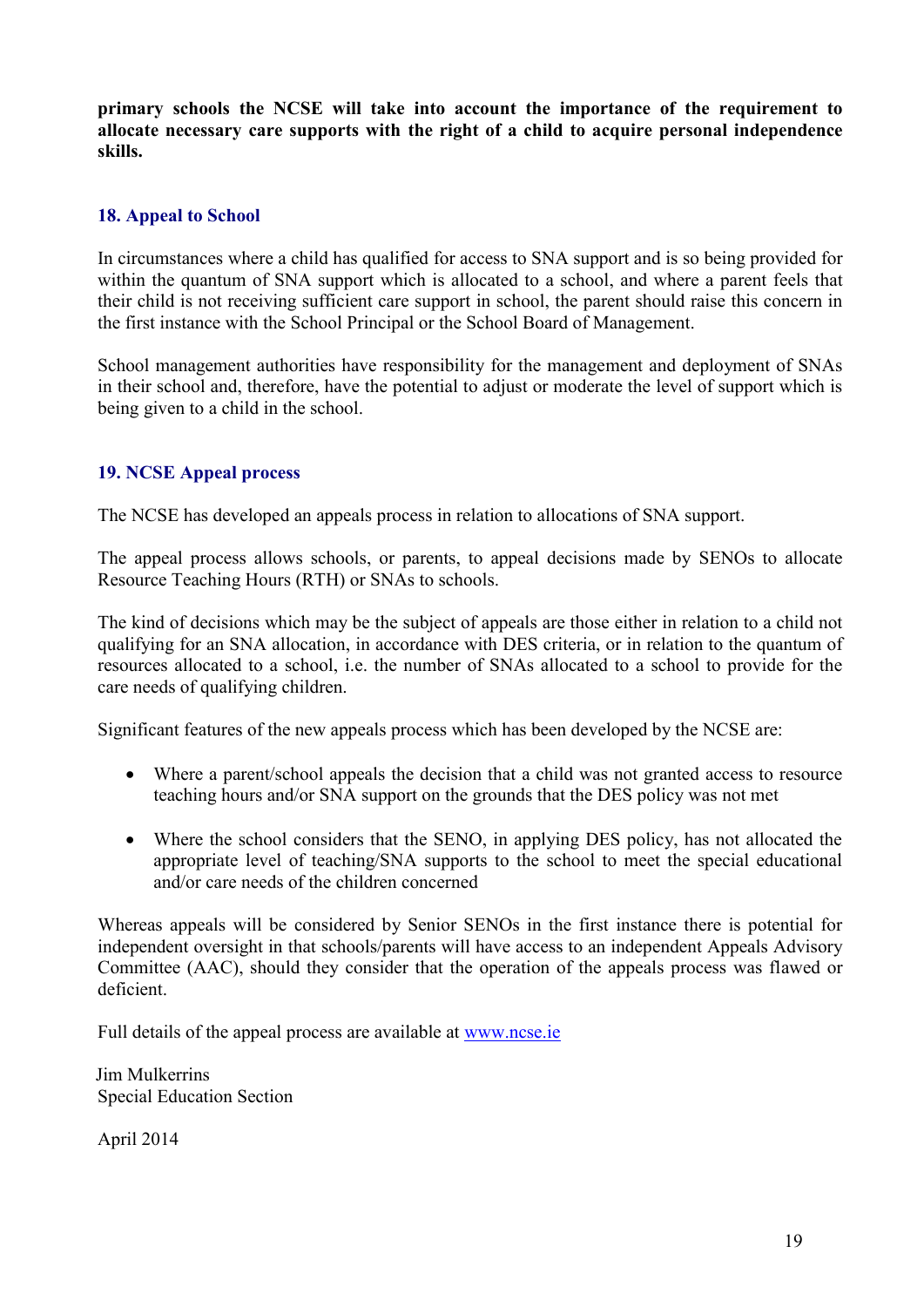**primary schools the NCSE will take into account the importance of the requirement to allocate necessary care supports with the right of a child to acquire personal independence skills.**

## 18. Appeal to School

In circumstances where a child has qualified for access to SNA support and is so being provided for within the quantum of SNA support which is allocated to a school, and where a parent feels that their child is not receiving sufficient care support in school, the parent should raise this concern in the first instance with the School Principal or the School Board of Management.

School management authorities have responsibility for the management and deployment of SNAs in their school and, therefore, have the potential to adjust or moderate the level of support which is being given to a child in the school.

## 19. NCSE Appeal process

The NCSE has developed an appeals process in relation to allocations of SNA support.

The appeal process allows schools, or parents, to appeal decisions made by SENOs to allocate Resource Teaching Hours (RTH) or SNAs to schools.

The kind of decisions which may be the subject of appeals are those either in relation to a child not qualifying for an SNA allocation, in accordance with DES criteria, or in relation to the quantum of resources allocated to a school, i.e. the number of SNAs allocated to a school to provide for the care needs of qualifying children.

Significant features of the new appeals process which has been developed by the NCSE are:

- Where a parent/school appeals the decision that a child was not granted access to resource teaching hours and/or SNA support on the grounds that the DES policy was not met
- Where the school considers that the SENO, in applying DES policy, has not allocated the appropriate level of teaching/SNA supports to the school to meet the special educational and/or care needs of the children concerned

Whereas appeals will be considered by Senior SENOs in the first instance there is potential for independent oversight in that schools/parents will have access to an independent Appeals Advisory Committee (AAC), should they consider that the operation of the appeals process was flawed or deficient.

Full details of the appeal process are available at www.ncse.ie

Jim Mulkerrins
Special Education Section

April 2014